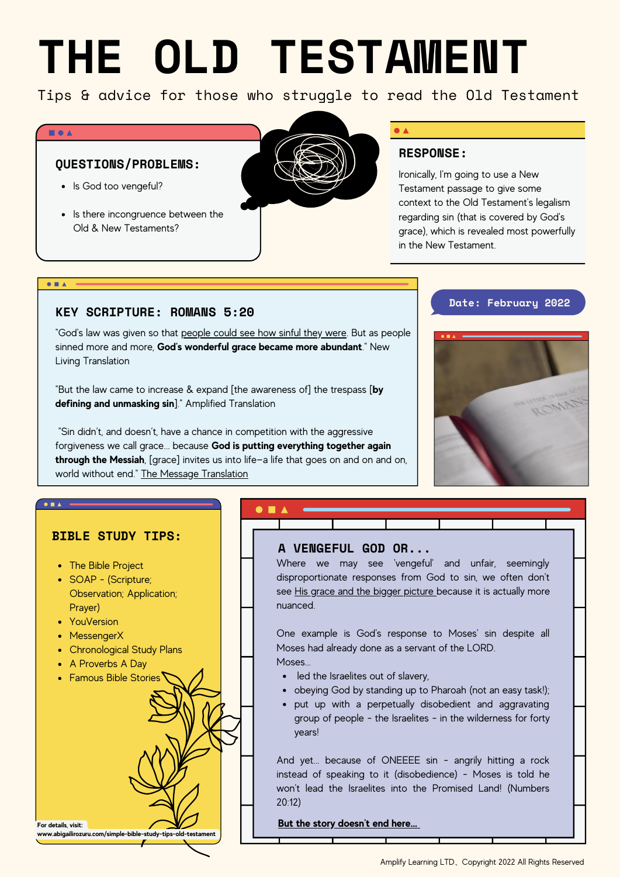# THE OLD TESTAMENT

Tips & advice for those who struggle to read the Old Testament

## QUESTIONS/PROBLEMS:

- Is God too vengeful?
- Is there incongruence between the Old & New Testaments?

## RESPONSE:

Ironically, I'm going to use a New Testament passage to give some context to the Old Testament's legalism regarding sin (that is covered by God's grace), which is revealed most powerfully in the New Testament.

## KEY SCRIPTURE: ROMANS 5:20

"God's law was given so that people could see how sinful they were. But as people sinned more and more, **God's wonderful grace became more abundant**." New Living Translation

"But the law came to increase & expand [the awareness of] the trespass [**by defining and unmasking sin**]." Amplified Translation

"Sin didn't, and doesn't, have a chance in competition with the aggressive forgiveness we call grace... because **God is putting everything together again through the Messiah**, [grace] invites us into life–a life that goes on and on and on, world without end." The Message Translation

**Date: February 2022**

## BIBLE STUDY TIPS:

- The Bible Project
- SOAP - (Scripture; Observation; Application; Prayer)
- YouVersion
- MessengerX
- Chronological Study Plans
- A Proverbs A Day
- Famous Bible Stories

For details, visit: www.abigailirozuru.com/simple-bible-study-tips-old-testament

## A VENGEFUL GOD OR...

Where we may see 'vengeful' and unfair, seemingly disproportionate responses from God to sin, we often don't see His grace and the bigger picture because it is actually more nuanced.

One example is God's response to Moses' sin despite all Moses had already done as a servant of the LORD.

Moses...

- led the Israelites out of slavery,
- obeying God by standing up to Pharoah (not an easy task!);
- put up with a perpetually disobedient and aggravating group of people - the Israelites - in the wilderness for forty years!

And yet... because of ONEEEE sin - angrily hitting a rock instead of speaking to it (disobedience) - Moses is told he won't lead the Israelites into the Promised Land! (Numbers 20:12)

**But the story doesn't end here...**

Amplify Learning LTD., Copyright 2022 All Rights Reserved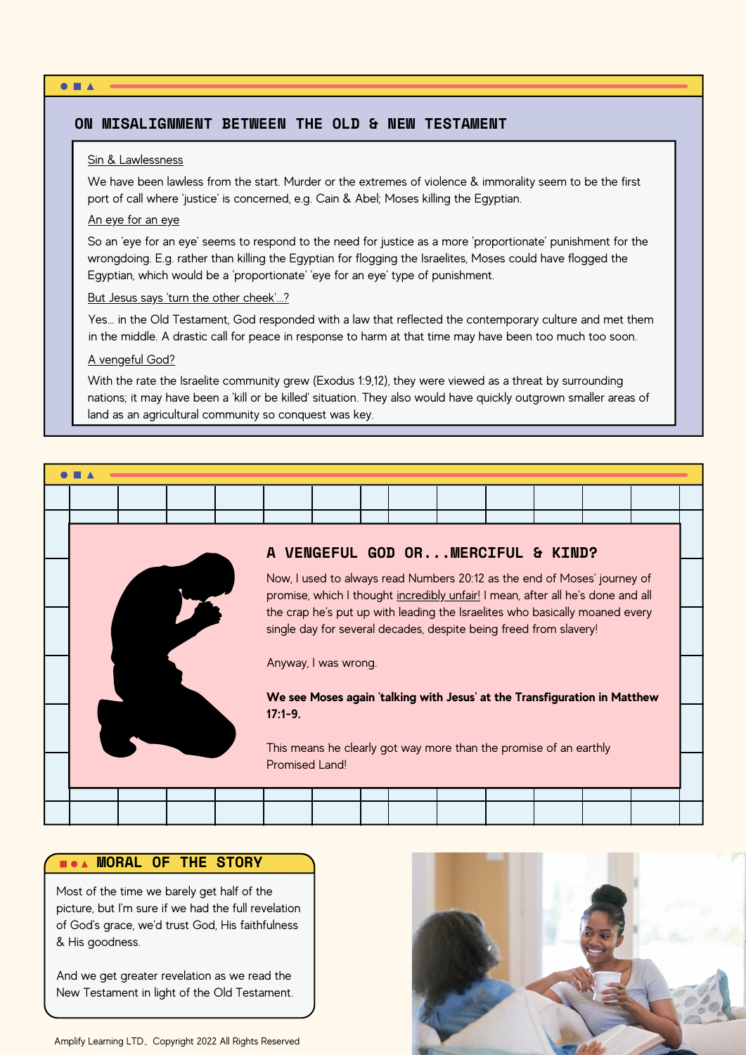## ON MISALIGNMENT BETWEEN THE OLD & NEW TESTAMENT

Sin & Lawlessness

We have been lawless from the start. Murder or the extremes of violence & immorality seem to be the first port of call where 'justice' is concerned, e.g. Cain & Abel; Moses killing the Egyptian.

An eye for an eye

So an 'eye for an eye' seems to respond to the need for justice as a more 'proportionate' punishment for the wrongdoing. E.g. rather than killing the Egyptian for flogging the Israelites, Moses could have flogged the Egyptian, which would be a 'proportionate' 'eye for an eye' type of punishment.

But Jesus says 'turn the other cheek'...?

Yes... in the Old Testament, God responded with a law that reflected the contemporary culture and met them in the middle. A drastic call for peace in response to harm at that time may have been too much too soon.

A vengeful God?

With the rate the Israelite community grew (Exodus 1:9,12), they were viewed as a threat by surrounding nations; it may have been a 'kill or be killed' situation. They also would have quickly outgrown smaller areas of land as an agricultural community so conquest was key.

## A VENGEFUL GOD OR...MERCIFUL & KIND?

Now, I used to always read Numbers 20:12 as the end of Moses' journey of promise, which I thought incredibly unfair! I mean, after all he's done and all the crap he's put up with leading the Israelites who basically moaned every single day for several decades, despite being freed from slavery!

Anyway, I was wrong.

**We see Moses again 'talking with Jesus' at the Transfiguration in Matthew 17:1-9.**

This means he clearly got way more than the promise of an earthly Promised Land!

## MORAL OF THE STORY

Most of the time we barely get half of the picture, but I'm sure if we had the full revelation of God's grace, we'd trust God, His faithfulness & His goodness.

And we get greater revelation as we read the New Testament in light of the Old Testament.

Amplify Learning LTD., Copyright 2022 All Rights Reserved